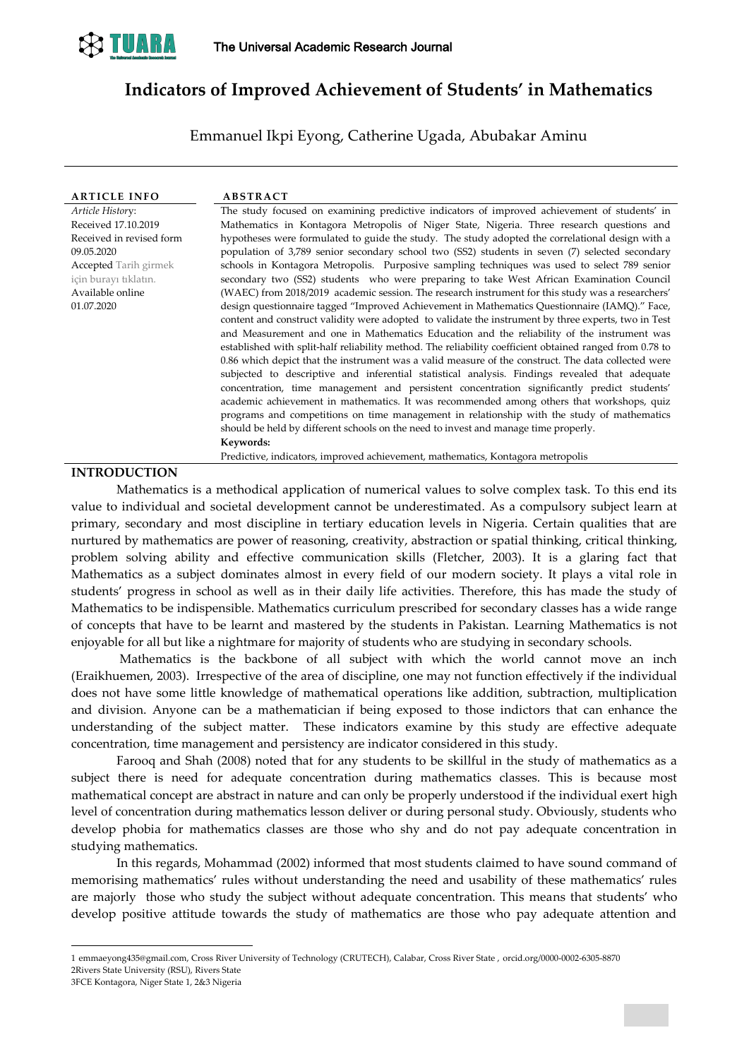# Indicators of Improved Achievement of Students' in Mathematics

Emmanuel Ikpi Eyong, Catherine Ugada, Abubakar Aminu

**ARTICLE INFO**

*Article History*:
Received 17.10.2019
Received in revised form 09.05.2020
Accepted Tarih girmek için burayı tıklatın.
Available online 01.07.2020

**ABSTRACT**

The study focused on examining predictive indicators of improved achievement of students' in Mathematics in Kontagora Metropolis of Niger State, Nigeria. Three research questions and hypotheses were formulated to guide the study. The study adopted the correlational design with a population of 3,789 senior secondary school two (SS2) students in seven (7) selected secondary schools in Kontagora Metropolis. Purposive sampling techniques was used to select 789 senior secondary two (SS2) students who were preparing to take West African Examination Council (WAEC) from 2018/2019 academic session. The research instrument for this study was a researchers' design questionnaire tagged "Improved Achievement in Mathematics Questionnaire (IAMQ)." Face, content and construct validity were adopted to validate the instrument by three experts, two in Test and Measurement and one in Mathematics Education and the reliability of the instrument was established with split-half reliability method. The reliability coefficient obtained ranged from 0.78 to 0.86 which depict that the instrument was a valid measure of the construct. The data collected were subjected to descriptive and inferential statistical analysis. Findings revealed that adequate concentration, time management and persistent concentration significantly predict students' academic achievement in mathematics. It was recommended among others that workshops, quiz programs and competitions on time management in relationship with the study of mathematics should be held by different schools on the need to invest and manage time properly.

**Keywords:**
Predictive, indicators, improved achievement, mathematics, Kontagora metropolis

## INTRODUCTION

Mathematics is a methodical application of numerical values to solve complex task. To this end its value to individual and societal development cannot be underestimated. As a compulsory subject learn at primary, secondary and most discipline in tertiary education levels in Nigeria. Certain qualities that are nurtured by mathematics are power of reasoning, creativity, abstraction or spatial thinking, critical thinking, problem solving ability and effective communication skills (Fletcher, 2003). It is a glaring fact that Mathematics as a subject dominates almost in every field of our modern society. It plays a vital role in students' progress in school as well as in their daily life activities. Therefore, this has made the study of Mathematics to be indispensible. Mathematics curriculum prescribed for secondary classes has a wide range of concepts that have to be learnt and mastered by the students in Pakistan. Learning Mathematics is not enjoyable for all but like a nightmare for majority of students who are studying in secondary schools.

Mathematics is the backbone of all subject with which the world cannot move an inch (Eraikhuemen, 2003). Irrespective of the area of discipline, one may not function effectively if the individual does not have some little knowledge of mathematical operations like addition, subtraction, multiplication and division. Anyone can be a mathematician if being exposed to those indictors that can enhance the understanding of the subject matter. These indicators examine by this study are effective adequate concentration, time management and persistency are indicator considered in this study.

Farooq and Shah (2008) noted that for any students to be skillful in the study of mathematics as a subject there is need for adequate concentration during mathematics classes. This is because most mathematical concept are abstract in nature and can only be properly understood if the individual exert high level of concentration during mathematics lesson deliver or during personal study. Obviously, students who develop phobia for mathematics classes are those who shy and do not pay adequate concentration in studying mathematics.

In this regards, Mohammad (2002) informed that most students claimed to have sound command of memorising mathematics' rules without understanding the need and usability of these mathematics' rules are majorly those who study the subject without adequate concentration. This means that students' who develop positive attitude towards the study of mathematics are those who pay adequate attention and

---

1 emmaeyong435@gmail.com, Cross River University of Technology (CRUTECH), Calabar, Cross River State , orcid.org/0000-0002-6305-8870
2Rivers State University (RSU), Rivers State
3FCE Kontagora, Niger State 1, 2&3 Nigeria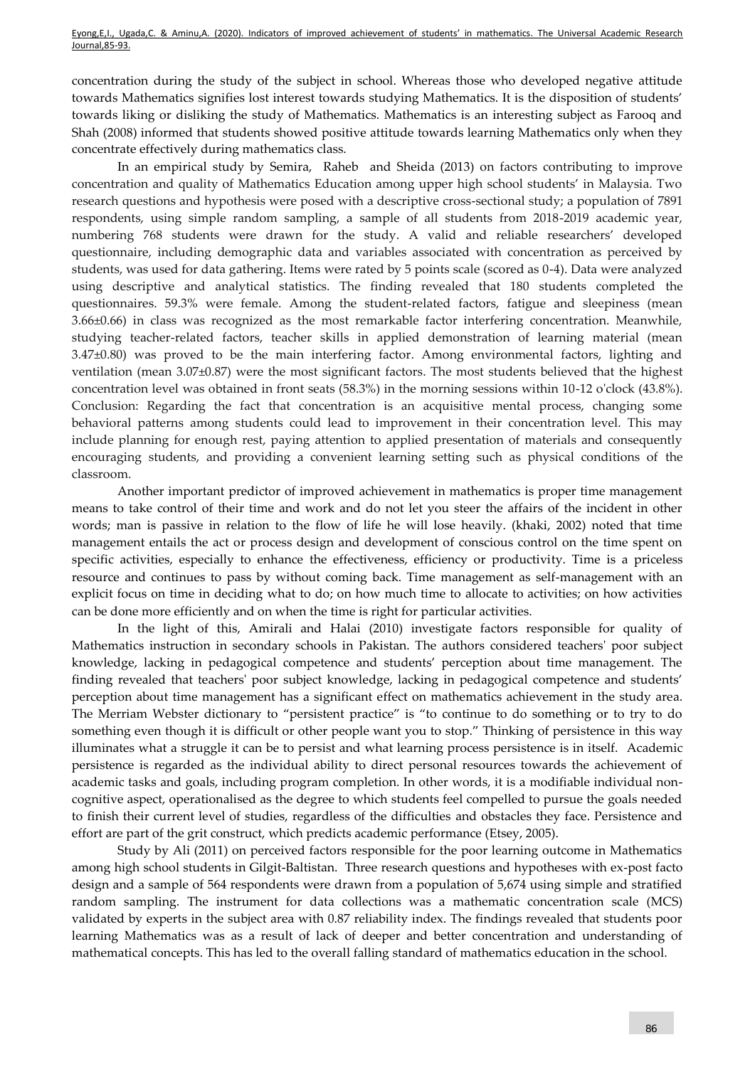concentration during the study of the subject in school. Whereas those who developed negative attitude towards Mathematics signifies lost interest towards studying Mathematics. It is the disposition of students' towards liking or disliking the study of Mathematics. Mathematics is an interesting subject as Farooq and Shah (2008) informed that students showed positive attitude towards learning Mathematics only when they concentrate effectively during mathematics class.

In an empirical study by Semira, Raheb and Sheida (2013) on factors contributing to improve concentration and quality of Mathematics Education among upper high school students' in Malaysia. Two research questions and hypothesis were posed with a descriptive cross-sectional study; a population of 7891 respondents, using simple random sampling, a sample of all students from 2018-2019 academic year, numbering 768 students were drawn for the study. A valid and reliable researchers' developed questionnaire, including demographic data and variables associated with concentration as perceived by students, was used for data gathering. Items were rated by 5 points scale (scored as 0-4). Data were analyzed using descriptive and analytical statistics. The finding revealed that 180 students completed the questionnaires. 59.3% were female. Among the student-related factors, fatigue and sleepiness (mean 3.66±0.66) in class was recognized as the most remarkable factor interfering concentration. Meanwhile, studying teacher-related factors, teacher skills in applied demonstration of learning material (mean 3.47±0.80) was proved to be the main interfering factor. Among environmental factors, lighting and ventilation (mean 3.07±0.87) were the most significant factors. The most students believed that the highest concentration level was obtained in front seats (58.3%) in the morning sessions within 10-12 o'clock (43.8%). Conclusion: Regarding the fact that concentration is an acquisitive mental process, changing some behavioral patterns among students could lead to improvement in their concentration level. This may include planning for enough rest, paying attention to applied presentation of materials and consequently encouraging students, and providing a convenient learning setting such as physical conditions of the classroom.

Another important predictor of improved achievement in mathematics is proper time management means to take control of their time and work and do not let you steer the affairs of the incident in other words; man is passive in relation to the flow of life he will lose heavily. (khaki, 2002) noted that time management entails the act or process design and development of conscious control on the time spent on specific activities, especially to enhance the effectiveness, efficiency or productivity. Time is a priceless resource and continues to pass by without coming back. Time management as self-management with an explicit focus on time in deciding what to do; on how much time to allocate to activities; on how activities can be done more efficiently and on when the time is right for particular activities.

In the light of this, Amirali and Halai (2010) investigate factors responsible for quality of Mathematics instruction in secondary schools in Pakistan. The authors considered teachers' poor subject knowledge, lacking in pedagogical competence and students' perception about time management. The finding revealed that teachers' poor subject knowledge, lacking in pedagogical competence and students' perception about time management has a significant effect on mathematics achievement in the study area. The Merriam Webster dictionary to "persistent practice" is "to continue to do something or to try to do something even though it is difficult or other people want you to stop." Thinking of persistence in this way illuminates what a struggle it can be to persist and what learning process persistence is in itself. Academic persistence is regarded as the individual ability to direct personal resources towards the achievement of academic tasks and goals, including program completion. In other words, it is a modifiable individual non-cognitive aspect, operationalised as the degree to which students feel compelled to pursue the goals needed to finish their current level of studies, regardless of the difficulties and obstacles they face. Persistence and effort are part of the grit construct, which predicts academic performance (Etsey, 2005).

Study by Ali (2011) on perceived factors responsible for the poor learning outcome in Mathematics among high school students in Gilgit-Baltistan. Three research questions and hypotheses with ex-post facto design and a sample of 564 respondents were drawn from a population of 5,674 using simple and stratified random sampling. The instrument for data collections was a mathematic concentration scale (MCS) validated by experts in the subject area with 0.87 reliability index. The findings revealed that students poor learning Mathematics was as a result of lack of deeper and better concentration and understanding of mathematical concepts. This has led to the overall falling standard of mathematics education in the school.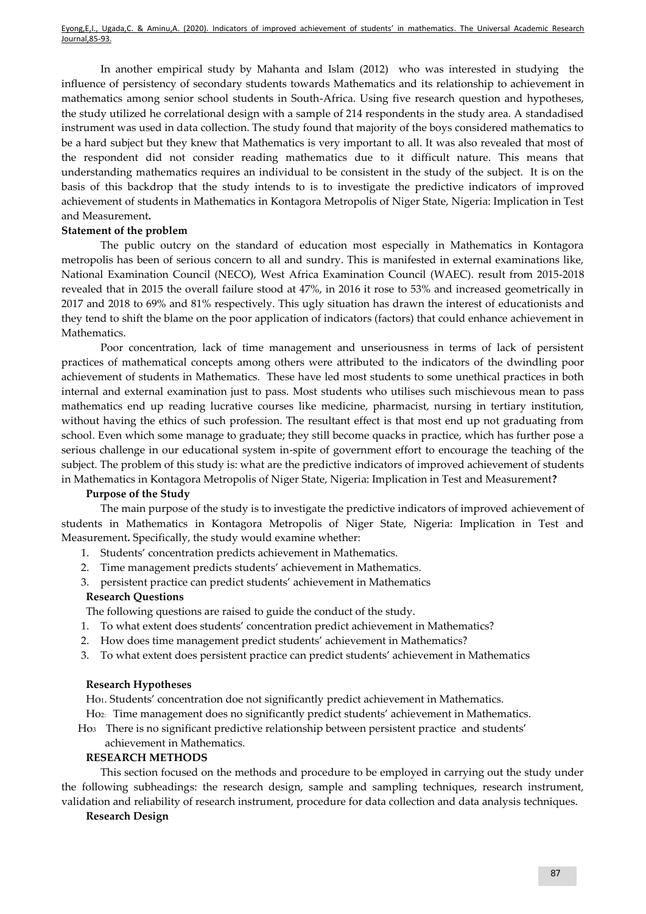In another empirical study by Mahanta and Islam (2012) who was interested in studying the influence of persistency of secondary students towards Mathematics and its relationship to achievement in mathematics among senior school students in South-Africa. Using five research question and hypotheses, the study utilized he correlational design with a sample of 214 respondents in the study area. A standadised instrument was used in data collection. The study found that majority of the boys considered mathematics to be a hard subject but they knew that Mathematics is very important to all. It was also revealed that most of the respondent did not consider reading mathematics due to it difficult nature. This means that understanding mathematics requires an individual to be consistent in the study of the subject. It is on the basis of this backdrop that the study intends to is to investigate the predictive indicators of improved achievement of students in Mathematics in Kontagora Metropolis of Niger State, Nigeria: Implication in Test and Measurement**.**

**Statement of the problem**

The public outcry on the standard of education most especially in Mathematics in Kontagora metropolis has been of serious concern to all and sundry. This is manifested in external examinations like, National Examination Council (NECO), West Africa Examination Council (WAEC). result from 2015-2018 revealed that in 2015 the overall failure stood at 47%, in 2016 it rose to 53% and increased geometrically in 2017 and 2018 to 69% and 81% respectively. This ugly situation has drawn the interest of educationists and they tend to shift the blame on the poor application of indicators (factors) that could enhance achievement in Mathematics.

Poor concentration, lack of time management and unseriousness in terms of lack of persistent practices of mathematical concepts among others were attributed to the indicators of the dwindling poor achievement of students in Mathematics. These have led most students to some unethical practices in both internal and external examination just to pass. Most students who utilises such mischievous mean to pass mathematics end up reading lucrative courses like medicine, pharmacist, nursing in tertiary institution, without having the ethics of such profession. The resultant effect is that most end up not graduating from school. Even which some manage to graduate; they still become quacks in practice, which has further pose a serious challenge in our educational system in-spite of government effort to encourage the teaching of the subject. The problem of this study is: what are the predictive indicators of improved achievement of students in Mathematics in Kontagora Metropolis of Niger State, Nigeria: Implication in Test and Measurement**?**

**Purpose of the Study**

The main purpose of the study is to investigate the predictive indicators of improved achievement of students in Mathematics in Kontagora Metropolis of Niger State, Nigeria: Implication in Test and Measurement**.** Specifically, the study would examine whether:

1. Students' concentration predicts achievement in Mathematics.
2. Time management predicts students' achievement in Mathematics.
3. persistent practice can predict students' achievement in Mathematics

**Research Questions**

The following questions are raised to guide the conduct of the study.

1. To what extent does students' concentration predict achievement in Mathematics?
2. How does time management predict students' achievement in Mathematics?
3. To what extent does persistent practice can predict students' achievement in Mathematics

**Research Hypotheses**

$Ho_1$. Students' concentration doe not significantly predict achievement in Mathematics.

$Ho_2$: Time management does no significantly predict students' achievement in Mathematics.

$Ho_3$ There is no significant predictive relationship between persistent practice and students' achievement in Mathematics.

**RESEARCH METHODS**

This section focused on the methods and procedure to be employed in carrying out the study under the following subheadings: the research design, sample and sampling techniques, research instrument, validation and reliability of research instrument, procedure for data collection and data analysis techniques.

**Research Design**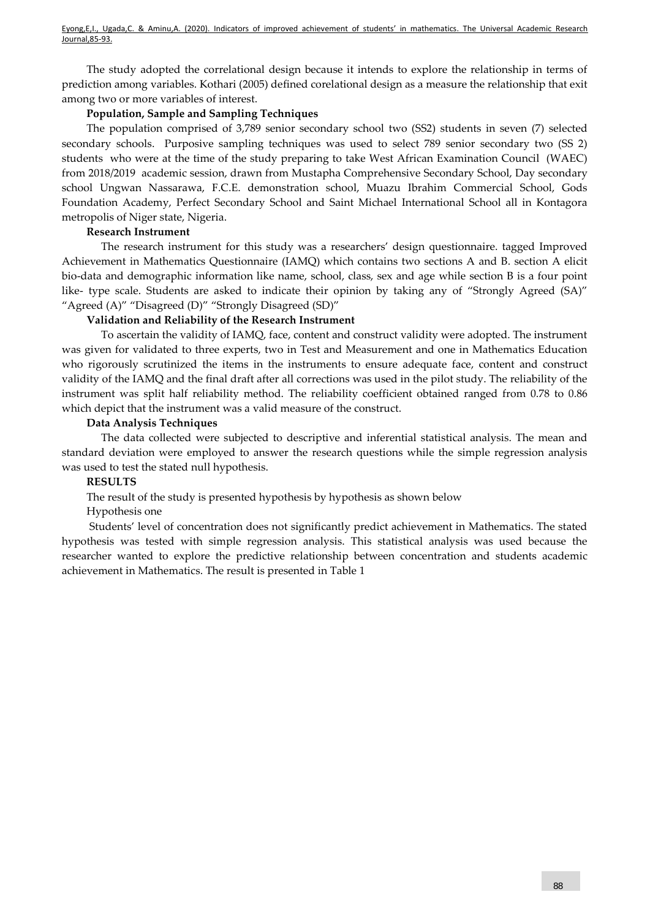The study adopted the correlational design because it intends to explore the relationship in terms of prediction among variables. Kothari (2005) defined corelational design as a measure the relationship that exit among two or more variables of interest.

**Population, Sample and Sampling Techniques**

The population comprised of 3,789 senior secondary school two (SS2) students in seven (7) selected secondary schools. Purposive sampling techniques was used to select 789 senior secondary two (SS 2) students who were at the time of the study preparing to take West African Examination Council (WAEC) from 2018/2019 academic session, drawn from Mustapha Comprehensive Secondary School, Day secondary school Ungwan Nassarawa, F.C.E. demonstration school, Muazu Ibrahim Commercial School, Gods Foundation Academy, Perfect Secondary School and Saint Michael International School all in Kontagora metropolis of Niger state, Nigeria.

**Research Instrument**

The research instrument for this study was a researchers' design questionnaire. tagged Improved Achievement in Mathematics Questionnaire (IAMQ) which contains two sections A and B. section A elicit bio-data and demographic information like name, school, class, sex and age while section B is a four point like- type scale. Students are asked to indicate their opinion by taking any of "Strongly Agreed (SA)" "Agreed (A)" "Disagreed (D)" "Strongly Disagreed (SD)"

**Validation and Reliability of the Research Instrument**

To ascertain the validity of IAMQ, face, content and construct validity were adopted. The instrument was given for validated to three experts, two in Test and Measurement and one in Mathematics Education who rigorously scrutinized the items in the instruments to ensure adequate face, content and construct validity of the IAMQ and the final draft after all corrections was used in the pilot study. The reliability of the instrument was split half reliability method. The reliability coefficient obtained ranged from 0.78 to 0.86 which depict that the instrument was a valid measure of the construct.

**Data Analysis Techniques**

The data collected were subjected to descriptive and inferential statistical analysis. The mean and standard deviation were employed to answer the research questions while the simple regression analysis was used to test the stated null hypothesis.

**RESULTS**

The result of the study is presented hypothesis by hypothesis as shown below

Hypothesis one

Students' level of concentration does not significantly predict achievement in Mathematics. The stated hypothesis was tested with simple regression analysis. This statistical analysis was used because the researcher wanted to explore the predictive relationship between concentration and students academic achievement in Mathematics. The result is presented in Table 1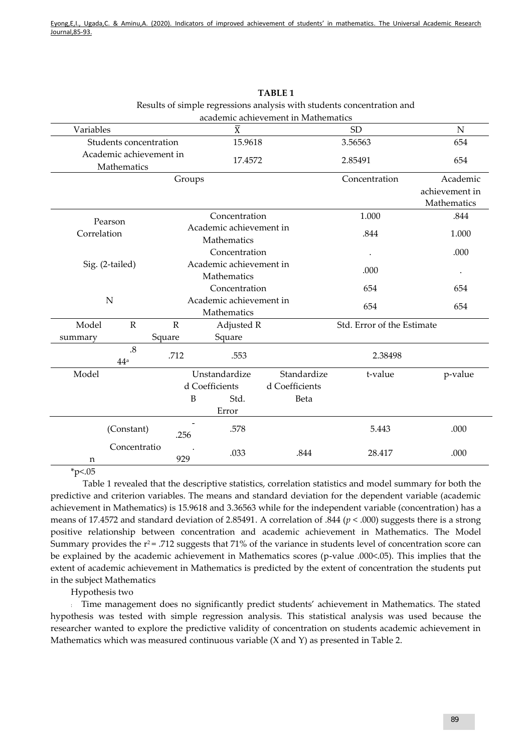**TABLE 1**

Results of simple regressions analysis with students concentration and academic achievement in Mathematics

| Variables | | $\bar{X}$ | SD | N |
|---|---|---|---|---|
| Students concentration | | 15.9618 | 3.56563 | 654 |
| Academic achievement in Mathematics | | 17.4572 | 2.85491 | 654 |
| | Groups | | Concentration | Academic achievement in Mathematics |
| Pearson Correlation | Concentration | | 1.000 | .844 |
| | Academic achievement in Mathematics | | .844 | 1.000 |
| Sig. (2-tailed) | Concentration | | . | .000 |
| | Academic achievement in Mathematics | | .000 | . |
| N | Concentration | | 654 | 654 |
| | Academic achievement in Mathematics | | 654 | 654 |

| Model summary | R | R Square | Adjusted R Square | Std. Error of the Estimate |
|---|---|---|---|---|
| | .844[a] | .712 | .553 | 2.38498 |

| Model | Unstandardized Coefficients B | Std. Error | Standardized Coefficients Beta | t-value | p-value |
|---|---|---|---|---|---|
| (Constant) | -.256 | .578 | | 5.443 | .000 |
| Concentration | .929 | .033 | .844 | 28.417 | .000 |

*p<.05

Table 1 revealed that the descriptive statistics, correlation statistics and model summary for both the predictive and criterion variables. The means and standard deviation for the dependent variable (academic achievement in Mathematics) is 15.9618 and 3.36563 while for the independent variable (concentration) has a means of 17.4572 and standard deviation of 2.85491. A correlation of .844 ($p < .000$) suggests there is a strong positive relationship between concentration and academic achievement in Mathematics. The Model Summary provides the $r^2 = .712$ suggests that 71% of the variance in students level of concentration score can be explained by the academic achievement in Mathematics scores (p-value .000<.05). This implies that the extent of academic achievement in Mathematics is predicted by the extent of concentration the students put in the subject Mathematics

Hypothesis two

: Time management does no significantly predict students' achievement in Mathematics. The stated hypothesis was tested with simple regression analysis. This statistical analysis was used because the researcher wanted to explore the predictive validity of concentration on students academic achievement in Mathematics which was measured continuous variable (X and Y) as presented in Table 2.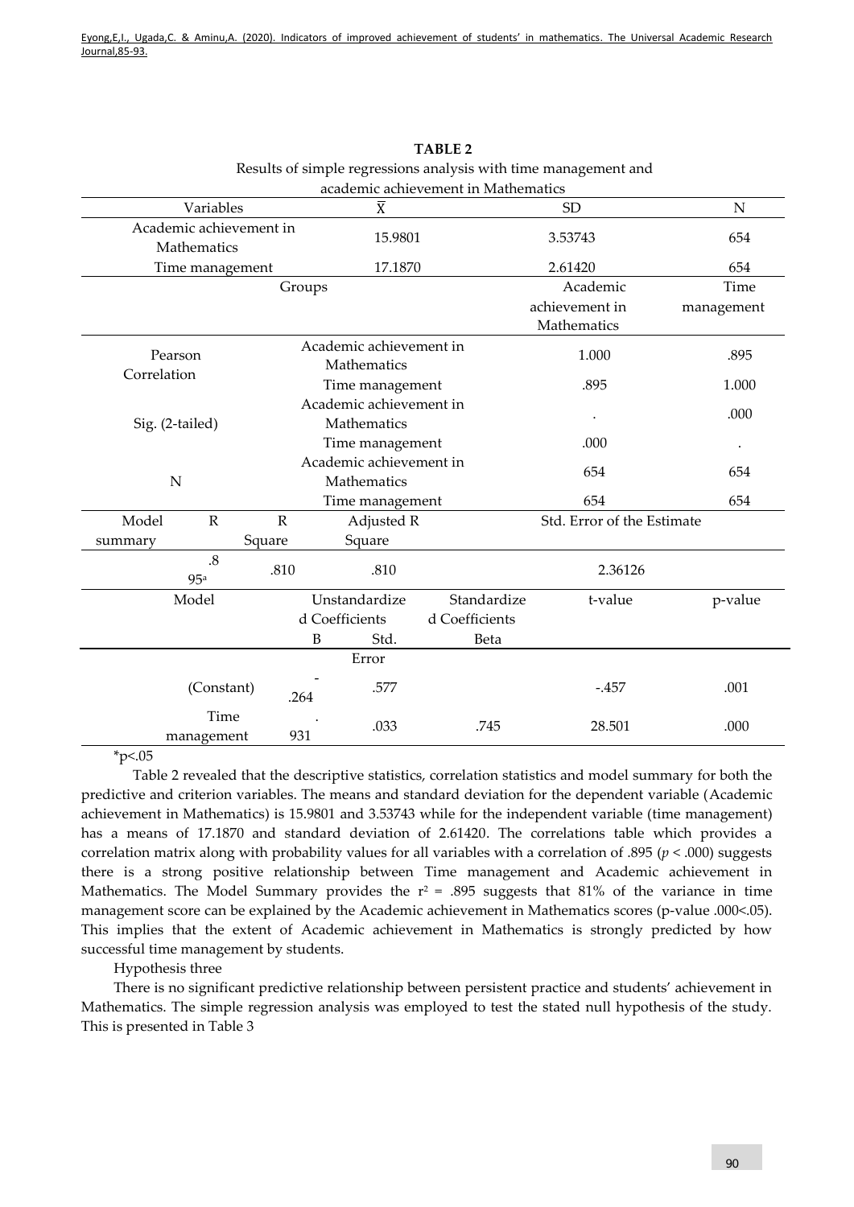**TABLE 2**

Results of simple regressions analysis with time management and academic achievement in Mathematics

| Variables | | | $\bar{X}$ | | SD | N |
|---|---|---|---|---|---|---|
| Academic achievement in Mathematics | | | 15.9801 | | 3.53743 | 654 |
| Time management | | | 17.1870 | | 2.61420 | 654 |
| | | Groups | | | Academic achievement in Mathematics | Time management |
| Pearson Correlation | | Academic achievement in Mathematics | | | 1.000 | .895 |
| | | Time management | | | .895 | 1.000 |
| Sig. (2-tailed) | | Academic achievement in Mathematics | | | . | .000 |
| | | Time management | | | .000 | . |
| N | | Academic achievement in Mathematics | | | 654 | 654 |
| | | Time management | | | 654 | 654 |
| Model summary | R | R Square | Adjusted R Square | | Std. Error of the Estimate | |
| | .895[a] | .810 | .810 | | 2.36126 | |
| Model | | Unstandardized Coefficients B | Std. Error | Standardized Coefficients Beta | t-value | p-value |
| (Constant) | | -.264 | .577 | | -.457 | .001 |
| Time management | | .931 | .033 | .745 | 28.501 | .000 |

*p<.05

Table 2 revealed that the descriptive statistics, correlation statistics and model summary for both the predictive and criterion variables. The means and standard deviation for the dependent variable (Academic achievement in Mathematics) is 15.9801 and 3.53743 while for the independent variable (time management) has a means of 17.1870 and standard deviation of 2.61420. The correlations table which provides a correlation matrix along with probability values for all variables with a correlation of .895 ($p$ < .000) suggests there is a strong positive relationship between Time management and Academic achievement in Mathematics. The Model Summary provides the $r^2$ = .895 suggests that 81% of the variance in time management score can be explained by the Academic achievement in Mathematics scores (p-value .000<.05). This implies that the extent of Academic achievement in Mathematics is strongly predicted by how successful time management by students.

Hypothesis three

There is no significant predictive relationship between persistent practice and students' achievement in Mathematics. The simple regression analysis was employed to test the stated null hypothesis of the study. This is presented in Table 3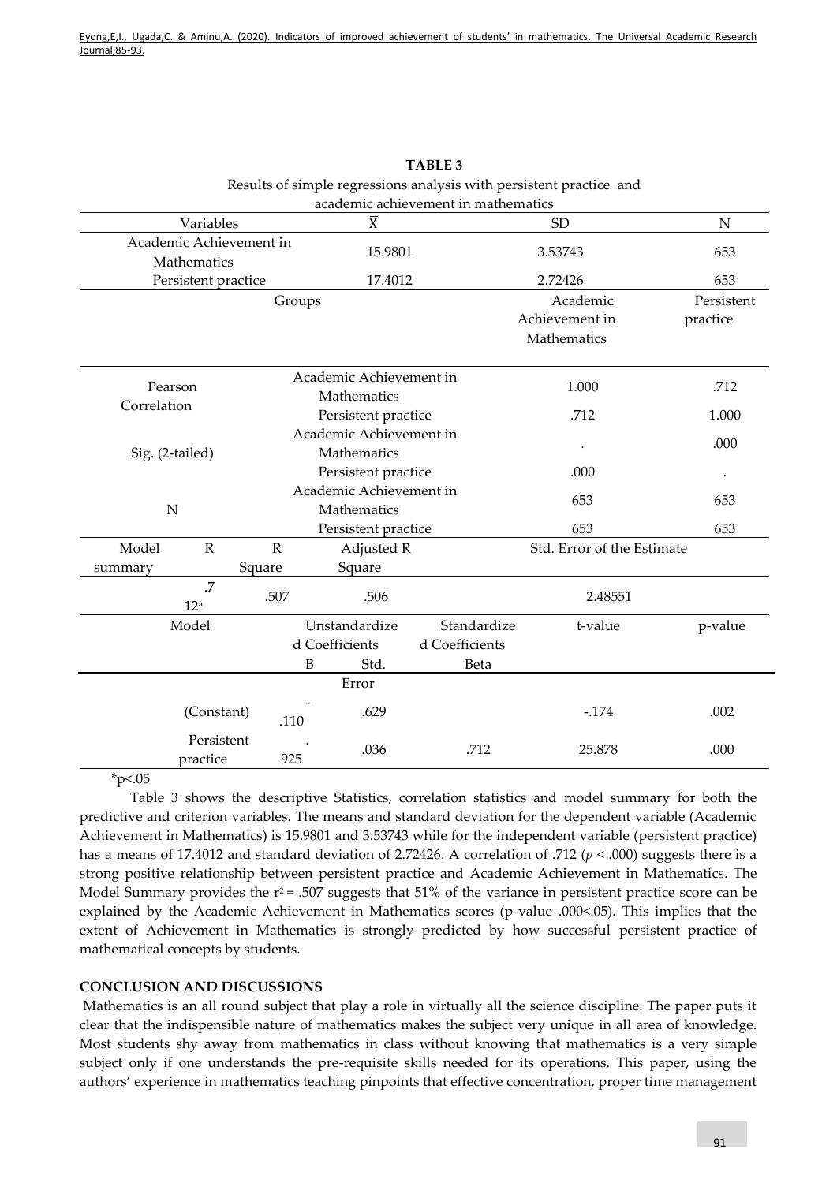**TABLE 3**

Results of simple regressions analysis with persistent practice and academic achievement in mathematics

| Variables | $\bar{X}$ | SD | N |
|---|---|---|---|
| Academic Achievement in Mathematics | 15.9801 | 3.53743 | 653 |
| Persistent practice | 17.4012 | 2.72426 | 653 |

| | Groups | Academic Achievement in Mathematics | Persistent practice |
|---|---|---|---|
| Pearson Correlation | Academic Achievement in Mathematics | 1.000 | .712 |
| | Persistent practice | .712 | 1.000 |
| Sig. (2-tailed) | Academic Achievement in Mathematics | . | .000 |
| | Persistent practice | .000 | . |
| N | Academic Achievement in Mathematics | 653 | 653 |
| | Persistent practice | 653 | 653 |

| Model summary | R | R Square | Adjusted R Square | Std. Error of the Estimate |
|---|---|---|---|---|
| | .712[a] | .507 | .506 | 2.48551 |

| Model | Unstandardized Coefficients B | Unstandardized Coefficients Std. Error | Standardized Coefficients Beta | t-value | p-value |
|---|---|---|---|---|---|
| (Constant) | -.110 | .629 | | -.174 | .002 |
| Persistent practice | .925 | .036 | .712 | 25.878 | .000 |

*p<.05

Table 3 shows the descriptive Statistics, correlation statistics and model summary for both the predictive and criterion variables. The means and standard deviation for the dependent variable (Academic Achievement in Mathematics) is 15.9801 and 3.53743 while for the independent variable (persistent practice) has a means of 17.4012 and standard deviation of 2.72426. A correlation of .712 ($p < .000$) suggests there is a strong positive relationship between persistent practice and Academic Achievement in Mathematics. The Model Summary provides the $r^2 = .507$ suggests that 51% of the variance in persistent practice score can be explained by the Academic Achievement in Mathematics scores (p-value .000<.05). This implies that the extent of Achievement in Mathematics is strongly predicted by how successful persistent practice of mathematical concepts by students.

## CONCLUSION AND DISCUSSIONS

Mathematics is an all round subject that play a role in virtually all the science discipline. The paper puts it clear that the indispensible nature of mathematics makes the subject very unique in all area of knowledge. Most students shy away from mathematics in class without knowing that mathematics is a very simple subject only if one understands the pre-requisite skills needed for its operations. This paper, using the authors' experience in mathematics teaching pinpoints that effective concentration, proper time management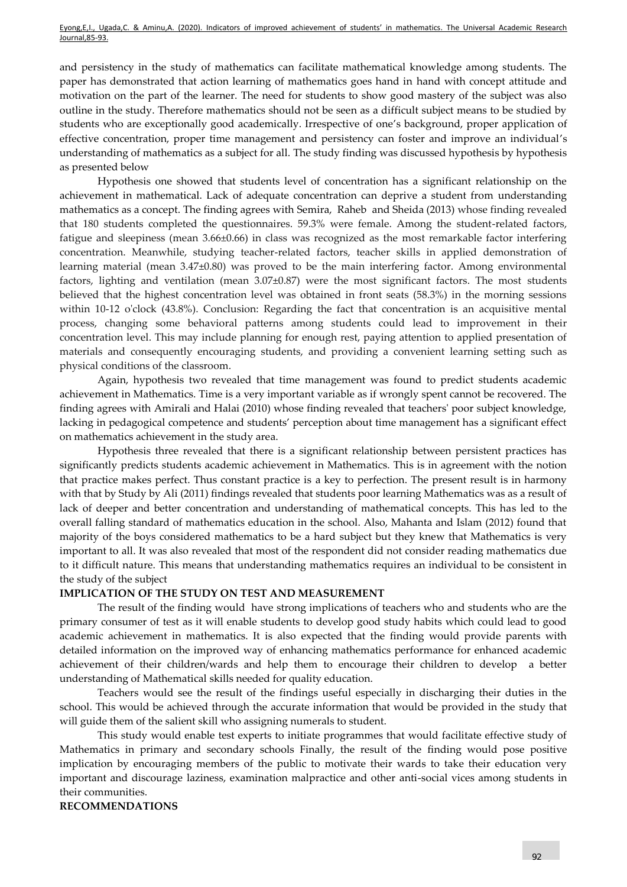and persistency in the study of mathematics can facilitate mathematical knowledge among students. The paper has demonstrated that action learning of mathematics goes hand in hand with concept attitude and motivation on the part of the learner. The need for students to show good mastery of the subject was also outline in the study. Therefore mathematics should not be seen as a difficult subject means to be studied by students who are exceptionally good academically. Irrespective of one's background, proper application of effective concentration, proper time management and persistency can foster and improve an individual's understanding of mathematics as a subject for all. The study finding was discussed hypothesis by hypothesis as presented below

Hypothesis one showed that students level of concentration has a significant relationship on the achievement in mathematical. Lack of adequate concentration can deprive a student from understanding mathematics as a concept. The finding agrees with Semira, Raheb and Sheida (2013) whose finding revealed that 180 students completed the questionnaires. 59.3% were female. Among the student-related factors, fatigue and sleepiness (mean 3.66±0.66) in class was recognized as the most remarkable factor interfering concentration. Meanwhile, studying teacher-related factors, teacher skills in applied demonstration of learning material (mean 3.47±0.80) was proved to be the main interfering factor. Among environmental factors, lighting and ventilation (mean 3.07±0.87) were the most significant factors. The most students believed that the highest concentration level was obtained in front seats (58.3%) in the morning sessions within 10-12 o'clock (43.8%). Conclusion: Regarding the fact that concentration is an acquisitive mental process, changing some behavioral patterns among students could lead to improvement in their concentration level. This may include planning for enough rest, paying attention to applied presentation of materials and consequently encouraging students, and providing a convenient learning setting such as physical conditions of the classroom.

Again, hypothesis two revealed that time management was found to predict students academic achievement in Mathematics. Time is a very important variable as if wrongly spent cannot be recovered. The finding agrees with Amirali and Halai (2010) whose finding revealed that teachers' poor subject knowledge, lacking in pedagogical competence and students' perception about time management has a significant effect on mathematics achievement in the study area.

Hypothesis three revealed that there is a significant relationship between persistent practices has significantly predicts students academic achievement in Mathematics. This is in agreement with the notion that practice makes perfect. Thus constant practice is a key to perfection. The present result is in harmony with that by Study by Ali (2011) findings revealed that students poor learning Mathematics was as a result of lack of deeper and better concentration and understanding of mathematical concepts. This has led to the overall falling standard of mathematics education in the school. Also, Mahanta and Islam (2012) found that majority of the boys considered mathematics to be a hard subject but they knew that Mathematics is very important to all. It was also revealed that most of the respondent did not consider reading mathematics due to it difficult nature. This means that understanding mathematics requires an individual to be consistent in the study of the subject

**IMPLICATION OF THE STUDY ON TEST AND MEASUREMENT**

The result of the finding would have strong implications of teachers who and students who are the primary consumer of test as it will enable students to develop good study habits which could lead to good academic achievement in mathematics. It is also expected that the finding would provide parents with detailed information on the improved way of enhancing mathematics performance for enhanced academic achievement of their children/wards and help them to encourage their children to develop a better understanding of Mathematical skills needed for quality education.

Teachers would see the result of the findings useful especially in discharging their duties in the school. This would be achieved through the accurate information that would be provided in the study that will guide them of the salient skill who assigning numerals to student.

This study would enable test experts to initiate programmes that would facilitate effective study of Mathematics in primary and secondary schools Finally, the result of the finding would pose positive implication by encouraging members of the public to motivate their wards to take their education very important and discourage laziness, examination malpractice and other anti-social vices among students in their communities.

**RECOMMENDATIONS**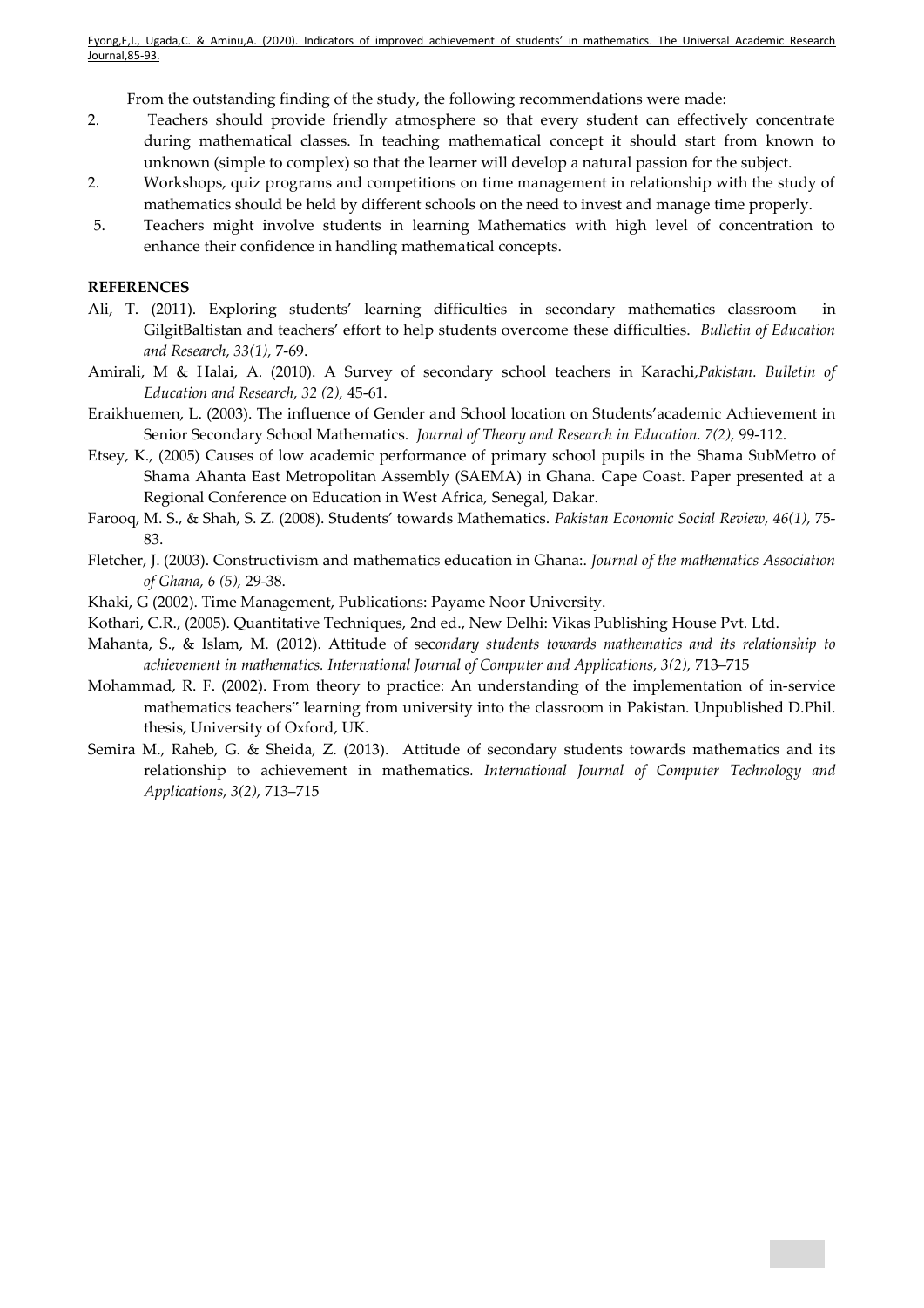From the outstanding finding of the study, the following recommendations were made:

2. Teachers should provide friendly atmosphere so that every student can effectively concentrate during mathematical classes. In teaching mathematical concept it should start from known to unknown (simple to complex) so that the learner will develop a natural passion for the subject.
2. Workshops, quiz programs and competitions on time management in relationship with the study of mathematics should be held by different schools on the need to invest and manage time properly.
5. Teachers might involve students in learning Mathematics with high level of concentration to enhance their confidence in handling mathematical concepts.

**REFERENCES**

Ali, T. (2011). Exploring students' learning difficulties in secondary mathematics classroom in GilgitBaltistan and teachers' effort to help students overcome these difficulties. *Bulletin of Education and Research, 33(1),* 7-69.

Amirali, M & Halai, A. (2010). A Survey of secondary school teachers in Karachi,*Pakistan. Bulletin of Education and Research, 32 (2),* 45-61.

Eraikhuemen, L. (2003). The influence of Gender and School location on Students'academic Achievement in Senior Secondary School Mathematics. *Journal of Theory and Research in Education. 7(2),* 99-112.

Etsey, K., (2005) Causes of low academic performance of primary school pupils in the Shama SubMetro of Shama Ahanta East Metropolitan Assembly (SAEMA) in Ghana. Cape Coast. Paper presented at a Regional Conference on Education in West Africa, Senegal, Dakar.

Farooq, M. S., & Shah, S. Z. (2008). Students' towards Mathematics. *Pakistan Economic Social Review, 46(1),* 75-83.

Fletcher, J. (2003). Constructivism and mathematics education in Ghana:. *Journal of the mathematics Association of Ghana, 6 (5),* 29-38.

Khaki, G (2002). Time Management, Publications: Payame Noor University.

Kothari, C.R., (2005). Quantitative Techniques, 2nd ed., New Delhi: Vikas Publishing House Pvt. Ltd.

Mahanta, S., & Islam, M. (2012). Attitude of sec*ondary students towards mathematics and its relationship to achievement in mathematics. International Journal of Computer and Applications, 3(2),* 713–715

Mohammad, R. F. (2002). From theory to practice: An understanding of the implementation of in-service mathematics teachers" learning from university into the classroom in Pakistan. Unpublished D.Phil. thesis, University of Oxford, UK.

Semira M., Raheb, G. & Sheida, Z. (2013). Attitude of secondary students towards mathematics and its relationship to achievement in mathematics. *International Journal of Computer Technology and Applications, 3(2),* 713–715